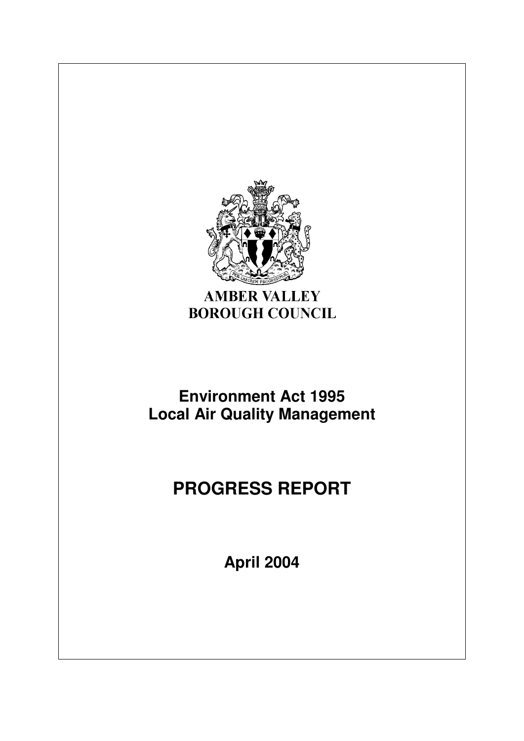AMBER VALLEY
BOROUGH COUNCIL

**Environment Act 1995**
**Local Air Quality Management**

# PROGRESS REPORT

**April 2004**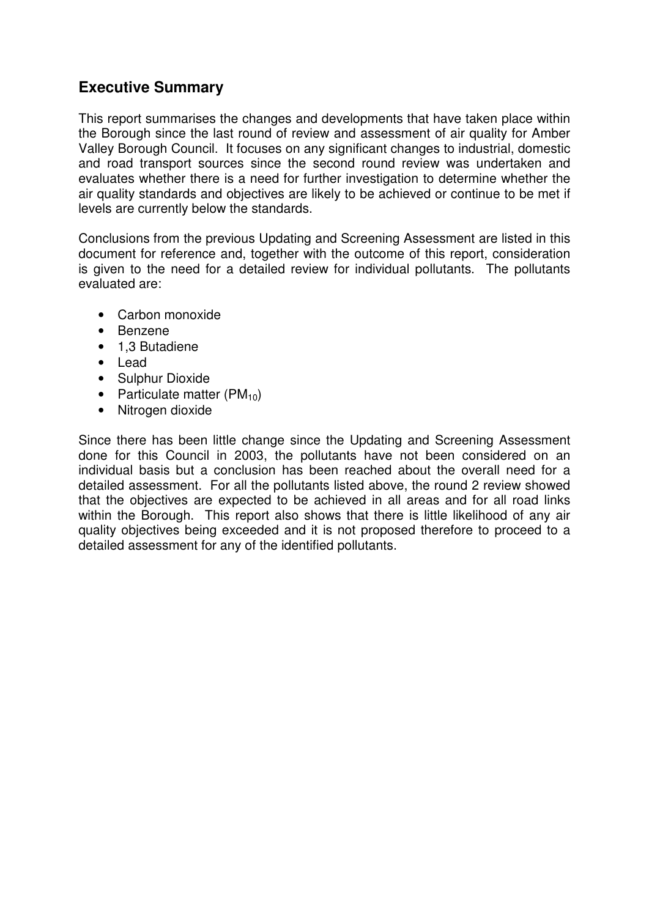## Executive Summary

This report summarises the changes and developments that have taken place within the Borough since the last round of review and assessment of air quality for Amber Valley Borough Council. It focuses on any significant changes to industrial, domestic and road transport sources since the second round review was undertaken and evaluates whether there is a need for further investigation to determine whether the air quality standards and objectives are likely to be achieved or continue to be met if levels are currently below the standards.

Conclusions from the previous Updating and Screening Assessment are listed in this document for reference and, together with the outcome of this report, consideration is given to the need for a detailed review for individual pollutants. The pollutants evaluated are:

- Carbon monoxide
- Benzene
- 1,3 Butadiene
- Lead
- Sulphur Dioxide
- Particulate matter ($PM_{10}$)
- Nitrogen dioxide

Since there has been little change since the Updating and Screening Assessment done for this Council in 2003, the pollutants have not been considered on an individual basis but a conclusion has been reached about the overall need for a detailed assessment. For all the pollutants listed above, the round 2 review showed that the objectives are expected to be achieved in all areas and for all road links within the Borough. This report also shows that there is little likelihood of any air quality objectives being exceeded and it is not proposed therefore to proceed to a detailed assessment for any of the identified pollutants.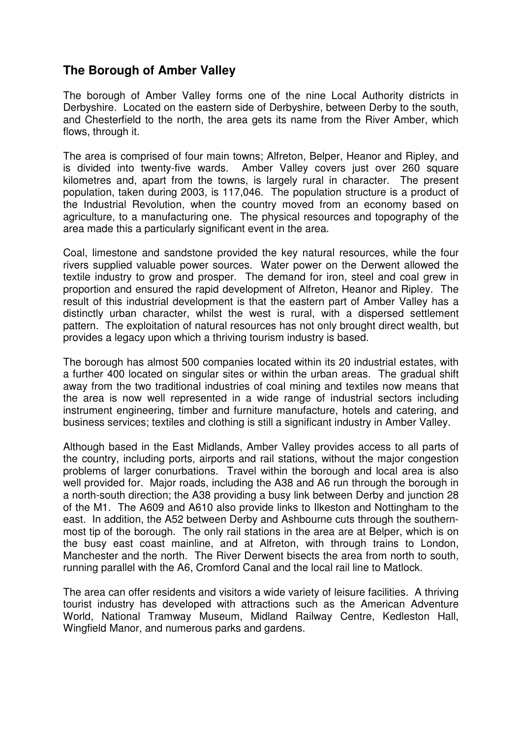## The Borough of Amber Valley

The borough of Amber Valley forms one of the nine Local Authority districts in Derbyshire. Located on the eastern side of Derbyshire, between Derby to the south, and Chesterfield to the north, the area gets its name from the River Amber, which flows, through it.

The area is comprised of four main towns; Alfreton, Belper, Heanor and Ripley, and is divided into twenty-five wards. Amber Valley covers just over 260 square kilometres and, apart from the towns, is largely rural in character. The present population, taken during 2003, is 117,046. The population structure is a product of the Industrial Revolution, when the country moved from an economy based on agriculture, to a manufacturing one. The physical resources and topography of the area made this a particularly significant event in the area.

Coal, limestone and sandstone provided the key natural resources, while the four rivers supplied valuable power sources. Water power on the Derwent allowed the textile industry to grow and prosper. The demand for iron, steel and coal grew in proportion and ensured the rapid development of Alfreton, Heanor and Ripley. The result of this industrial development is that the eastern part of Amber Valley has a distinctly urban character, whilst the west is rural, with a dispersed settlement pattern. The exploitation of natural resources has not only brought direct wealth, but provides a legacy upon which a thriving tourism industry is based.

The borough has almost 500 companies located within its 20 industrial estates, with a further 400 located on singular sites or within the urban areas. The gradual shift away from the two traditional industries of coal mining and textiles now means that the area is now well represented in a wide range of industrial sectors including instrument engineering, timber and furniture manufacture, hotels and catering, and business services; textiles and clothing is still a significant industry in Amber Valley.

Although based in the East Midlands, Amber Valley provides access to all parts of the country, including ports, airports and rail stations, without the major congestion problems of larger conurbations. Travel within the borough and local area is also well provided for. Major roads, including the A38 and A6 run through the borough in a north-south direction; the A38 providing a busy link between Derby and junction 28 of the M1. The A609 and A610 also provide links to Ilkeston and Nottingham to the east. In addition, the A52 between Derby and Ashbourne cuts through the southern-most tip of the borough. The only rail stations in the area are at Belper, which is on the busy east coast mainline, and at Alfreton, with through trains to London, Manchester and the north. The River Derwent bisects the area from north to south, running parallel with the A6, Cromford Canal and the local rail line to Matlock.

The area can offer residents and visitors a wide variety of leisure facilities. A thriving tourist industry has developed with attractions such as the American Adventure World, National Tramway Museum, Midland Railway Centre, Kedleston Hall, Wingfield Manor, and numerous parks and gardens.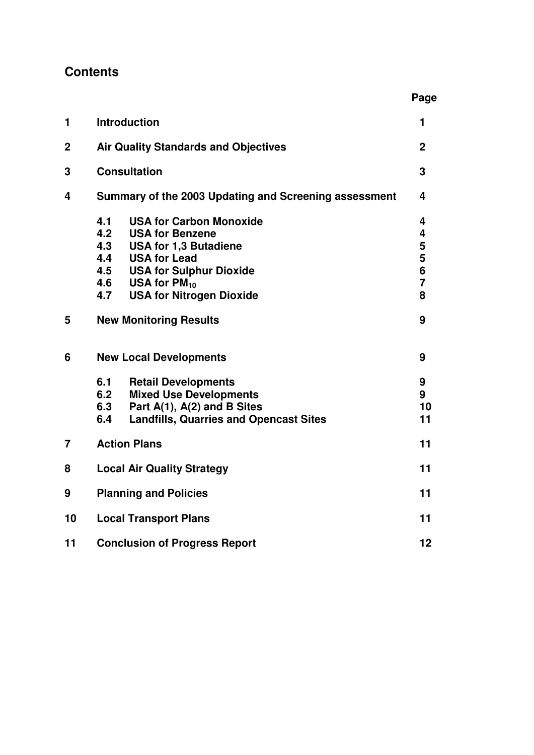## Contents

| | | Page |
|---|---|---|
| **1** | **Introduction** | **1** |
| **2** | **Air Quality Standards and Objectives** | **2** |
| **3** | **Consultation** | **3** |
| **4** | **Summary of the 2003 Updating and Screening assessment** | **4** |
| | **4.1 USA for Carbon Monoxide** | **4** |
| | **4.2 USA for Benzene** | **4** |
| | **4.3 USA for 1,3 Butadiene** | **5** |
| | **4.4 USA for Lead** | **5** |
| | **4.5 USA for Sulphur Dioxide** | **6** |
| | **4.6 USA for $PM_{10}$** | **7** |
| | **4.7 USA for Nitrogen Dioxide** | **8** |
| **5** | **New Monitoring Results** | **9** |
| **6** | **New Local Developments** | **9** |
| | **6.1 Retail Developments** | **9** |
| | **6.2 Mixed Use Developments** | **9** |
| | **6.3 Part A(1), A(2) and B Sites** | **10** |
| | **6.4 Landfills, Quarries and Opencast Sites** | **11** |
| **7** | **Action Plans** | **11** |
| **8** | **Local Air Quality Strategy** | **11** |
| **9** | **Planning and Policies** | **11** |
| **10** | **Local Transport Plans** | **11** |
| **11** | **Conclusion of Progress Report** | **12** |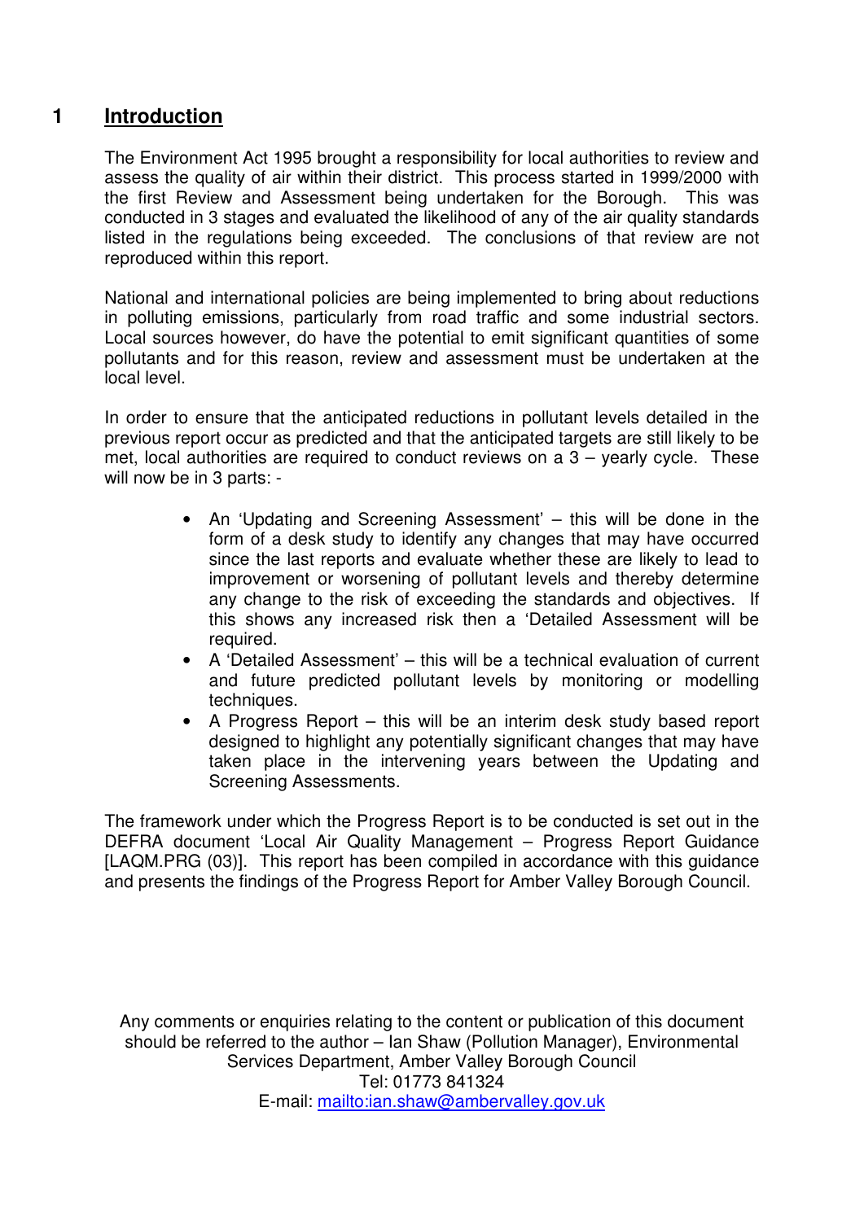# 1 Introduction

The Environment Act 1995 brought a responsibility for local authorities to review and assess the quality of air within their district. This process started in 1999/2000 with the first Review and Assessment being undertaken for the Borough. This was conducted in 3 stages and evaluated the likelihood of any of the air quality standards listed in the regulations being exceeded. The conclusions of that review are not reproduced within this report.

National and international policies are being implemented to bring about reductions in polluting emissions, particularly from road traffic and some industrial sectors. Local sources however, do have the potential to emit significant quantities of some pollutants and for this reason, review and assessment must be undertaken at the local level.

In order to ensure that the anticipated reductions in pollutant levels detailed in the previous report occur as predicted and that the anticipated targets are still likely to be met, local authorities are required to conduct reviews on a 3 – yearly cycle. These will now be in 3 parts: -

- An 'Updating and Screening Assessment' – this will be done in the form of a desk study to identify any changes that may have occurred since the last reports and evaluate whether these are likely to lead to improvement or worsening of pollutant levels and thereby determine any change to the risk of exceeding the standards and objectives. If this shows any increased risk then a 'Detailed Assessment will be required.
- A 'Detailed Assessment' – this will be a technical evaluation of current and future predicted pollutant levels by monitoring or modelling techniques.
- A Progress Report – this will be an interim desk study based report designed to highlight any potentially significant changes that may have taken place in the intervening years between the Updating and Screening Assessments.

The framework under which the Progress Report is to be conducted is set out in the DEFRA document 'Local Air Quality Management – Progress Report Guidance [LAQM.PRG (03)]. This report has been compiled in accordance with this guidance and presents the findings of the Progress Report for Amber Valley Borough Council.

Any comments or enquiries relating to the content or publication of this document should be referred to the author – Ian Shaw (Pollution Manager), Environmental Services Department, Amber Valley Borough Council
Tel: 01773 841324
E-mail: mailto:ian.shaw@ambervalley.gov.uk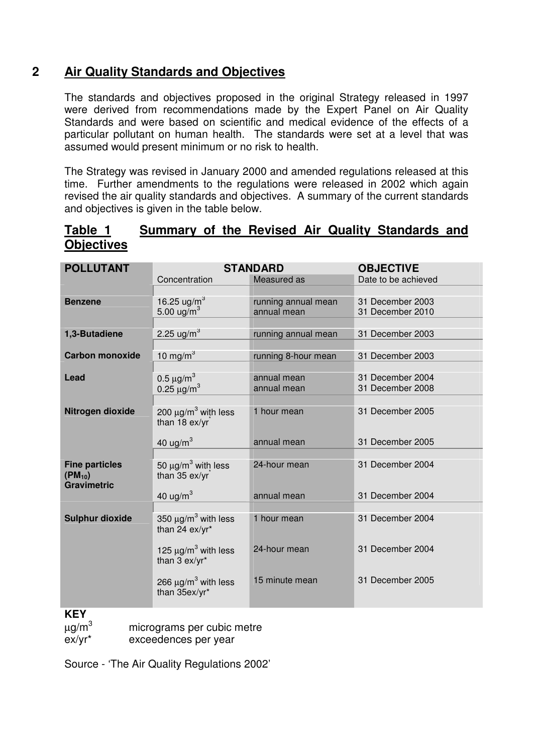## 2 Air Quality Standards and Objectives

The standards and objectives proposed in the original Strategy released in 1997 were derived from recommendations made by the Expert Panel on Air Quality Standards and were based on scientific and medical evidence of the effects of a particular pollutant on human health. The standards were set at a level that was assumed would present minimum or no risk to health.

The Strategy was revised in January 2000 and amended regulations released at this time. Further amendments to the regulations were released in 2002 which again revised the air quality standards and objectives. A summary of the current standards and objectives is given in the table below.

### Table 1 Summary of the Revised Air Quality Standards and Objectives

| POLLUTANT | STANDARD | | OBJECTIVE |
|---|---|---|---|
| | Concentration | Measured as | Date to be achieved |
| **Benzene** | 16.25 ug/m$^3$ | running annual mean | 31 December 2003 |
| | 5.00 ug/m$^3$ | annual mean | 31 December 2010 |
| **1,3-Butadiene** | 2.25 ug/m$^3$ | running annual mean | 31 December 2003 |
| **Carbon monoxide** | 10 mg/m$^3$ | running 8-hour mean | 31 December 2003 |
| **Lead** | 0.5 µg/m$^3$ | annual mean | 31 December 2004 |
| | 0.25 µg/m$^3$ | annual mean | 31 December 2008 |
| **Nitrogen dioxide** | 200 µg/m$^3$ with less than 18 ex/yr* | 1 hour mean | 31 December 2005 |
| | 40 ug/m$^3$ | annual mean | 31 December 2005 |
| **Fine particles ($PM_{10}$) Gravimetric** | 50 µg/m$^3$ with less than 35 ex/yr* | 24-hour mean | 31 December 2004 |
| | 40 ug/m$^3$ | annual mean | 31 December 2004 |
| **Sulphur dioxide** | 350 µg/m$^3$ with less than 24 ex/yr* | 1 hour mean | 31 December 2004 |
| | 125 µg/m$^3$ with less than 3 ex/yr* | 24-hour mean | 31 December 2004 |
| | 266 µg/m$^3$ with less than 35ex/yr* | 15 minute mean | 31 December 2005 |

**KEY**

µg/m$^3$ micrograms per cubic metre

ex/yr* exceedences per year

Source - 'The Air Quality Regulations 2002'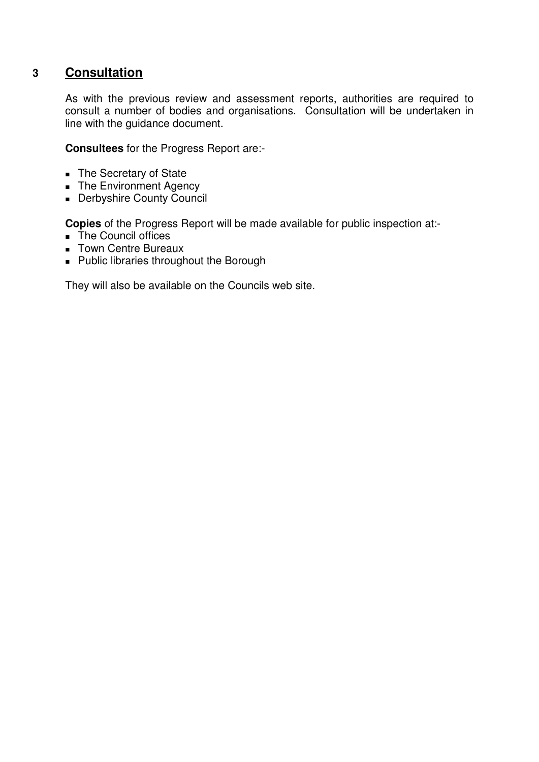## 3 Consultation

As with the previous review and assessment reports, authorities are required to consult a number of bodies and organisations. Consultation will be undertaken in line with the guidance document.

**Consultees** for the Progress Report are:-

- The Secretary of State
- The Environment Agency
- Derbyshire County Council

**Copies** of the Progress Report will be made available for public inspection at:-

- The Council offices
- Town Centre Bureaux
- Public libraries throughout the Borough

They will also be available on the Councils web site.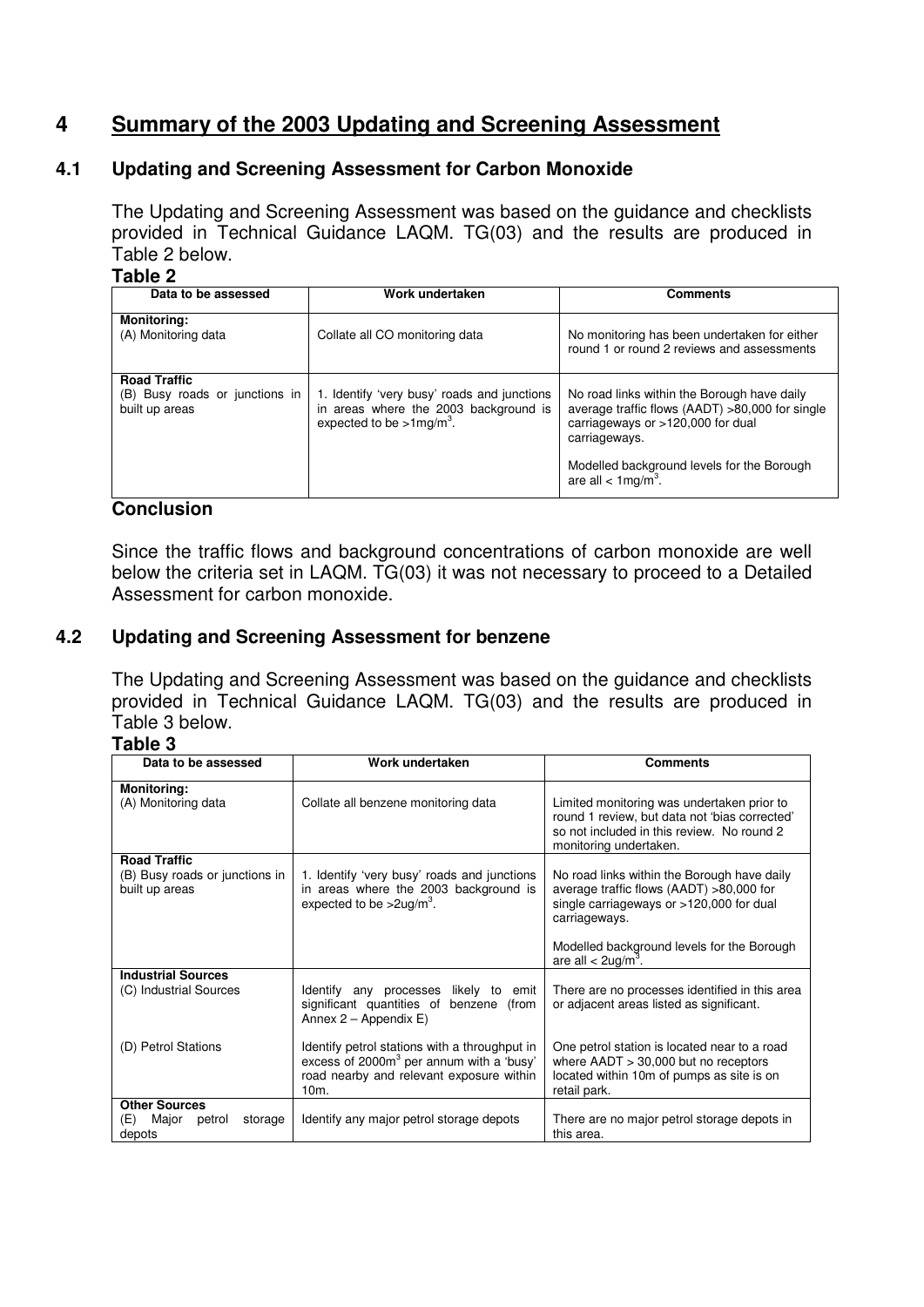# 4 Summary of the 2003 Updating and Screening Assessment

## 4.1 Updating and Screening Assessment for Carbon Monoxide

The Updating and Screening Assessment was based on the guidance and checklists provided in Technical Guidance LAQM. TG(03) and the results are produced in Table 2 below.

**Table 2**

| Data to be assessed | Work undertaken | Comments |
|---|---|---|
| **Monitoring:**<br>(A) Monitoring data | Collate all CO monitoring data | No monitoring has been undertaken for either round 1 or round 2 reviews and assessments |
| **Road Traffic**<br>(B) Busy roads or junctions in built up areas | 1. Identify 'very busy' roads and junctions in areas where the 2003 background is expected to be >1mg/m$^3$. | No road links within the Borough have daily average traffic flows (AADT) >80,000 for single carriageways or >120,000 for dual carriageways.<br><br>Modelled background levels for the Borough are all < 1mg/m$^3$. |

### Conclusion

Since the traffic flows and background concentrations of carbon monoxide are well below the criteria set in LAQM. TG(03) it was not necessary to proceed to a Detailed Assessment for carbon monoxide.

## 4.2 Updating and Screening Assessment for benzene

The Updating and Screening Assessment was based on the guidance and checklists provided in Technical Guidance LAQM. TG(03) and the results are produced in Table 3 below.

**Table 3**

| Data to be assessed | Work undertaken | Comments |
|---|---|---|
| **Monitoring:**<br>(A) Monitoring data | Collate all benzene monitoring data | Limited monitoring was undertaken prior to round 1 review, but data not 'bias corrected' so not included in this review. No round 2 monitoring undertaken. |
| **Road Traffic**<br>(B) Busy roads or junctions in built up areas | 1. Identify 'very busy' roads and junctions in areas where the 2003 background is expected to be >2ug/m$^3$. | No road links within the Borough have daily average traffic flows (AADT) >80,000 for single carriageways or >120,000 for dual carriageways.<br><br>Modelled background levels for the Borough are all < 2ug/m$^3$. |
| **Industrial Sources**<br>(C) Industrial Sources | Identify any processes likely to emit significant quantities of benzene (from Annex 2 – Appendix E) | There are no processes identified in this area or adjacent areas listed as significant. |
| (D) Petrol Stations | Identify petrol stations with a throughput in excess of 2000m$^3$ per annum with a 'busy' road nearby and relevant exposure within 10m. | One petrol station is located near to a road where AADT > 30,000 but no receptors located within 10m of pumps as site is on retail park. |
| **Other Sources**<br>(E) Major petrol storage depots | Identify any major petrol storage depots | There are no major petrol storage depots in this area. |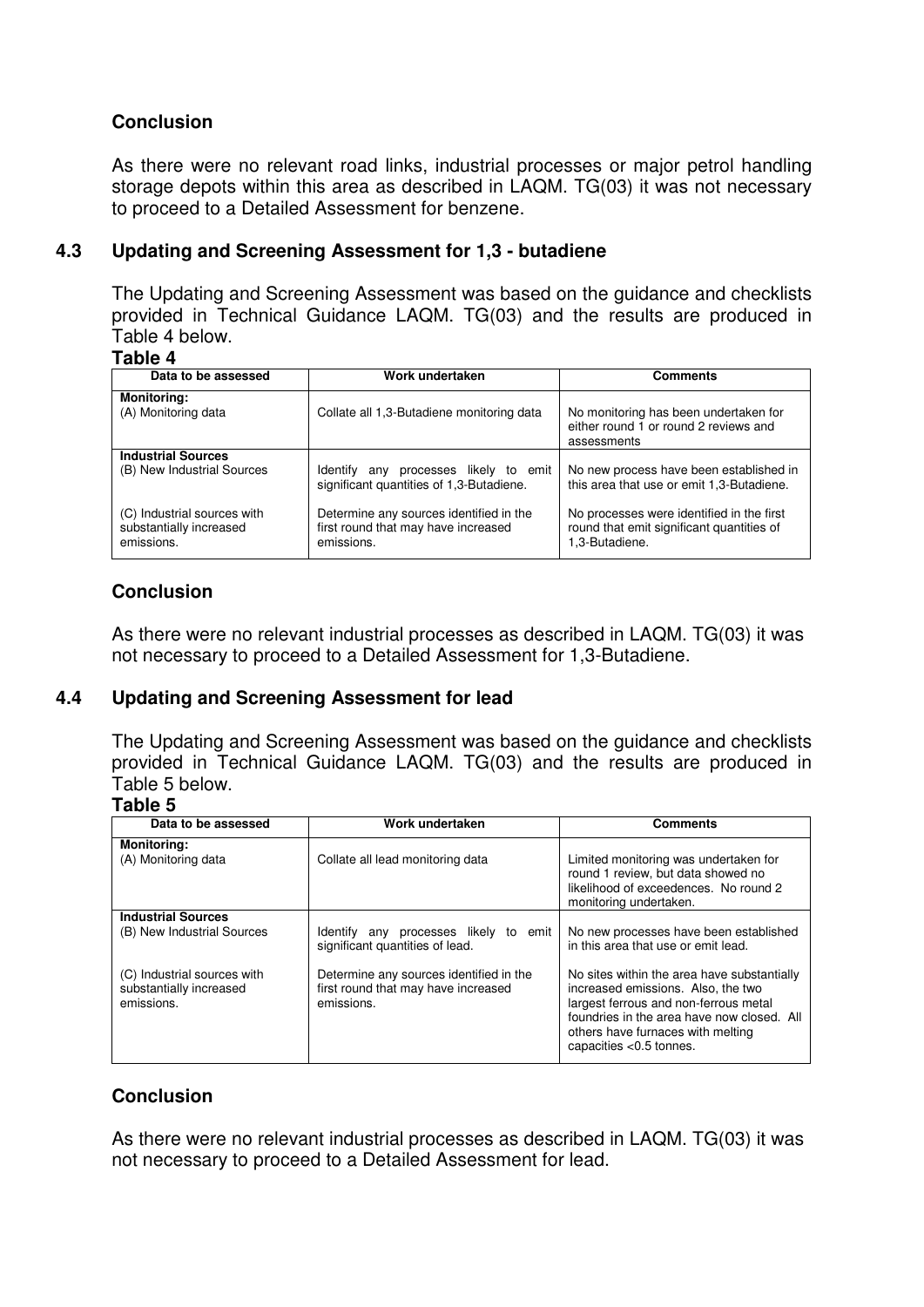### Conclusion

As there were no relevant road links, industrial processes or major petrol handling storage depots within this area as described in LAQM. TG(03) it was not necessary to proceed to a Detailed Assessment for benzene.

## 4.3 Updating and Screening Assessment for 1,3 - butadiene

The Updating and Screening Assessment was based on the guidance and checklists provided in Technical Guidance LAQM. TG(03) and the results are produced in Table 4 below.

**Table 4**

| Data to be assessed | Work undertaken | Comments |
|---|---|---|
| **Monitoring:**<br>(A) Monitoring data | Collate all 1,3-Butadiene monitoring data | No monitoring has been undertaken for either round 1 or round 2 reviews and assessments |
| **Industrial Sources**<br>(B) New Industrial Sources | Identify any processes likely to emit significant quantities of 1,3-Butadiene. | No new process have been established in this area that use or emit 1,3-Butadiene. |
| (C) Industrial sources with substantially increased emissions. | Determine any sources identified in the first round that may have increased emissions. | No processes were identified in the first round that emit significant quantities of 1,3-Butadiene. |

### Conclusion

As there were no relevant industrial processes as described in LAQM. TG(03) it was not necessary to proceed to a Detailed Assessment for 1,3-Butadiene.

## 4.4 Updating and Screening Assessment for lead

The Updating and Screening Assessment was based on the guidance and checklists provided in Technical Guidance LAQM. TG(03) and the results are produced in Table 5 below.

**Table 5**

| Data to be assessed | Work undertaken | Comments |
|---|---|---|
| **Monitoring:**<br>(A) Monitoring data | Collate all lead monitoring data | Limited monitoring was undertaken for round 1 review, but data showed no likelihood of exceedences. No round 2 monitoring undertaken. |
| **Industrial Sources**<br>(B) New Industrial Sources | Identify any processes likely to emit significant quantities of lead. | No new processes have been established in this area that use or emit lead. |
| (C) Industrial sources with substantially increased emissions. | Determine any sources identified in the first round that may have increased emissions. | No sites within the area have substantially increased emissions. Also, the two largest ferrous and non-ferrous metal foundries in the area have now closed. All others have furnaces with melting capacities <0.5 tonnes. |

### Conclusion

As there were no relevant industrial processes as described in LAQM. TG(03) it was not necessary to proceed to a Detailed Assessment for lead.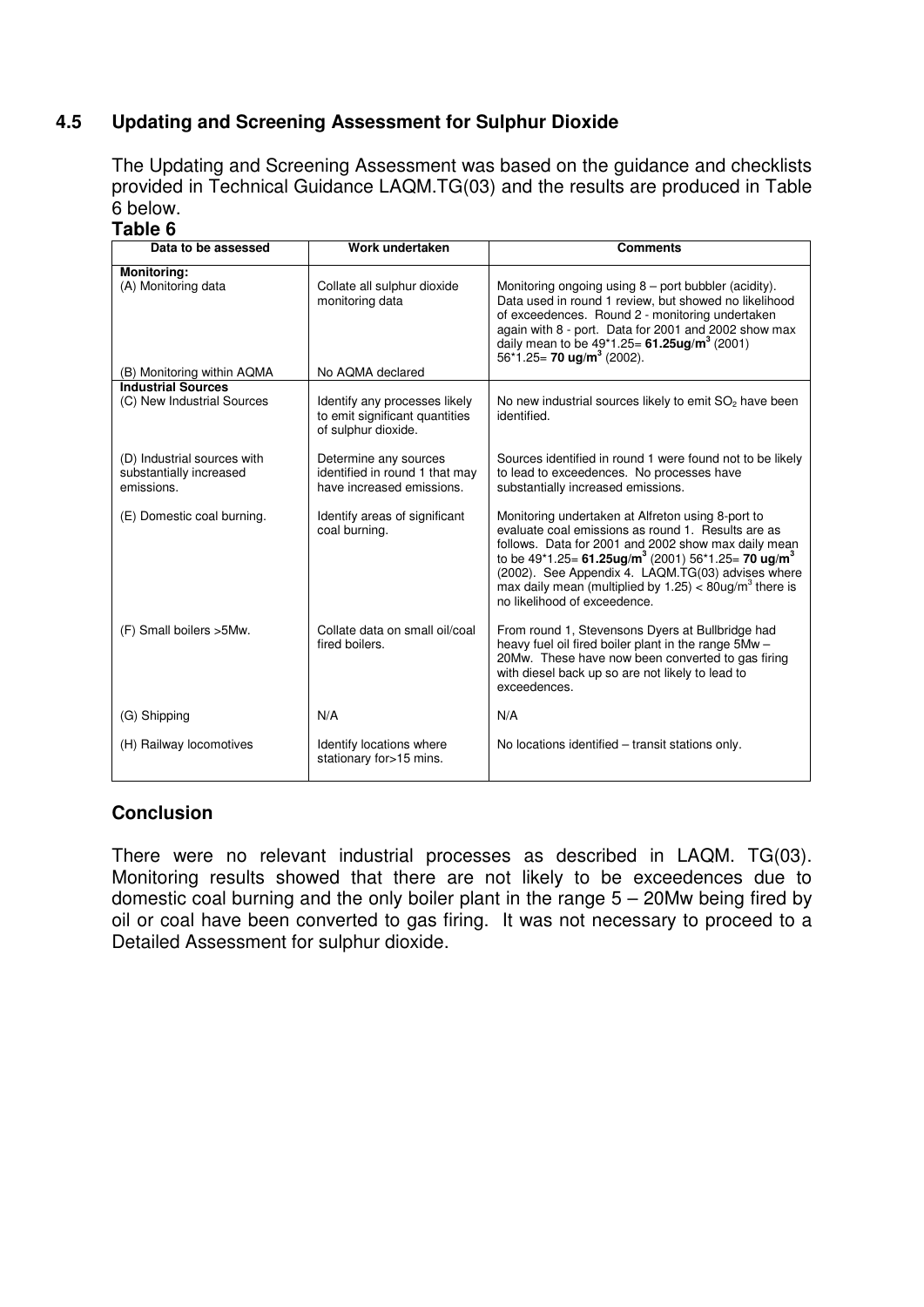## 4.5 Updating and Screening Assessment for Sulphur Dioxide

The Updating and Screening Assessment was based on the guidance and checklists provided in Technical Guidance LAQM.TG(03) and the results are produced in Table 6 below.

**Table 6**

| Data to be assessed | Work undertaken | Comments |
|---|---|---|
| **Monitoring:** (A) Monitoring data | Collate all sulphur dioxide monitoring data | Monitoring ongoing using 8 – port bubbler (acidity). Data used in round 1 review, but showed no likelihood of exceedences. Round 2 - monitoring undertaken again with 8 - port. Data for 2001 and 2002 show max daily mean to be 49*1.25= **61.25ug/m$^3$** (2001) 56*1.25= **70 ug/m$^3$** (2002). |
| (B) Monitoring within AQMA | No AQMA declared | |
| **Industrial Sources** (C) New Industrial Sources | Identify any processes likely to emit significant quantities of sulphur dioxide. | No new industrial sources likely to emit $SO_2$ have been identified. |
| (D) Industrial sources with substantially increased emissions. | Determine any sources identified in round 1 that may have increased emissions. | Sources identified in round 1 were found not to be likely to lead to exceedences. No processes have substantially increased emissions. |
| (E) Domestic coal burning. | Identify areas of significant coal burning. | Monitoring undertaken at Alfreton using 8-port to evaluate coal emissions as round 1. Results are as follows. Data for 2001 and 2002 show max daily mean to be 49*1.25= **61.25ug/m$^3$** (2001) 56*1.25= **70 ug/m$^3$** (2002). See Appendix 4. LAQM.TG(03) advises where max daily mean (multiplied by 1.25) < 80ug/m$^3$ there is no likelihood of exceedence. |
| (F) Small boilers >5Mw. | Collate data on small oil/coal fired boilers. | From round 1, Stevensons Dyers at Bullbridge had heavy fuel oil fired boiler plant in the range 5Mw – 20Mw. These have now been converted to gas firing with diesel back up so are not likely to lead to exceedences. |
| (G) Shipping | N/A | N/A |
| (H) Railway locomotives | Identify locations where stationary for>15 mins. | No locations identified – transit stations only. |

### Conclusion

There were no relevant industrial processes as described in LAQM. TG(03). Monitoring results showed that there are not likely to be exceedences due to domestic coal burning and the only boiler plant in the range 5 – 20Mw being fired by oil or coal have been converted to gas firing. It was not necessary to proceed to a Detailed Assessment for sulphur dioxide.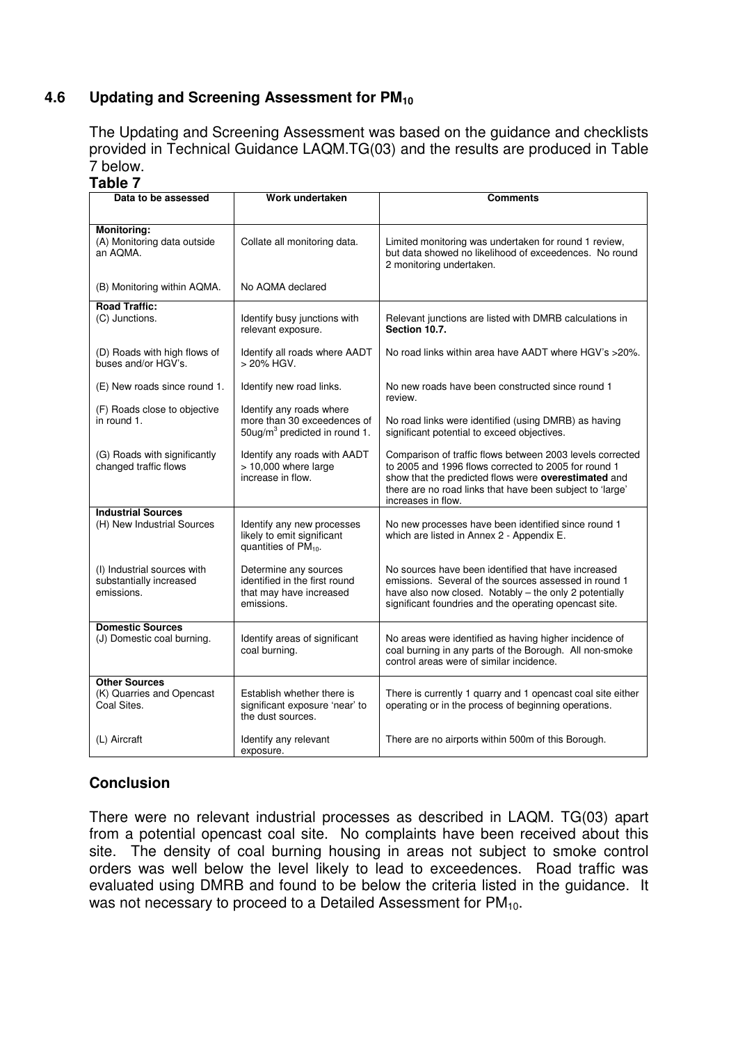## 4.6 Updating and Screening Assessment for $PM_{10}$

The Updating and Screening Assessment was based on the guidance and checklists provided in Technical Guidance LAQM.TG(03) and the results are produced in Table 7 below.

**Table 7**

| Data to be assessed | Work undertaken | Comments |
|---|---|---|
| **Monitoring:** (A) Monitoring data outside an AQMA. | Collate all monitoring data. | Limited monitoring was undertaken for round 1 review, but data showed no likelihood of exceedences. No round 2 monitoring undertaken. |
| (B) Monitoring within AQMA. | No AQMA declared | |
| **Road Traffic:** (C) Junctions. | Identify busy junctions with relevant exposure. | Relevant junctions are listed with DMRB calculations in **Section 10.7.** |
| (D) Roads with high flows of buses and/or HGV's. | Identify all roads where AADT > 20% HGV. | No road links within area have AADT where HGV's >20%. |
| (E) New roads since round 1. | Identify new road links. | No new roads have been constructed since round 1 review. |
| (F) Roads close to objective in round 1. | Identify any roads where more than 30 exceedences of 50ug/m$^3$ predicted in round 1. | No road links were identified (using DMRB) as having significant potential to exceed objectives. |
| (G) Roads with significantly changed traffic flows | Identify any roads with AADT > 10,000 where large increase in flow. | Comparison of traffic flows between 2003 levels corrected to 2005 and 1996 flows corrected to 2005 for round 1 show that the predicted flows were **overestimated** and there are no road links that have been subject to 'large' increases in flow. |
| **Industrial Sources** (H) New Industrial Sources | Identify any new processes likely to emit significant quantities of $PM_{10}$. | No new processes have been identified since round 1 which are listed in Annex 2 - Appendix E. |
| (I) Industrial sources with substantially increased emissions. | Determine any sources identified in the first round that may have increased emissions. | No sources have been identified that have increased emissions. Several of the sources assessed in round 1 have also now closed. Notably – the only 2 potentially significant foundries and the operating opencast site. |
| **Domestic Sources** (J) Domestic coal burning. | Identify areas of significant coal burning. | No areas were identified as having higher incidence of coal burning in any parts of the Borough. All non-smoke control areas were of similar incidence. |
| **Other Sources** (K) Quarries and Opencast Coal Sites. | Establish whether there is significant exposure 'near' to the dust sources. | There is currently 1 quarry and 1 opencast coal site either operating or in the process of beginning operations. |
| (L) Aircraft | Identify any relevant exposure. | There are no airports within 500m of this Borough. |

### Conclusion

There were no relevant industrial processes as described in LAQM. TG(03) apart from a potential opencast coal site. No complaints have been received about this site. The density of coal burning housing in areas not subject to smoke control orders was well below the level likely to lead to exceedences. Road traffic was evaluated using DMRB and found to be below the criteria listed in the guidance. It was not necessary to proceed to a Detailed Assessment for $PM_{10}$.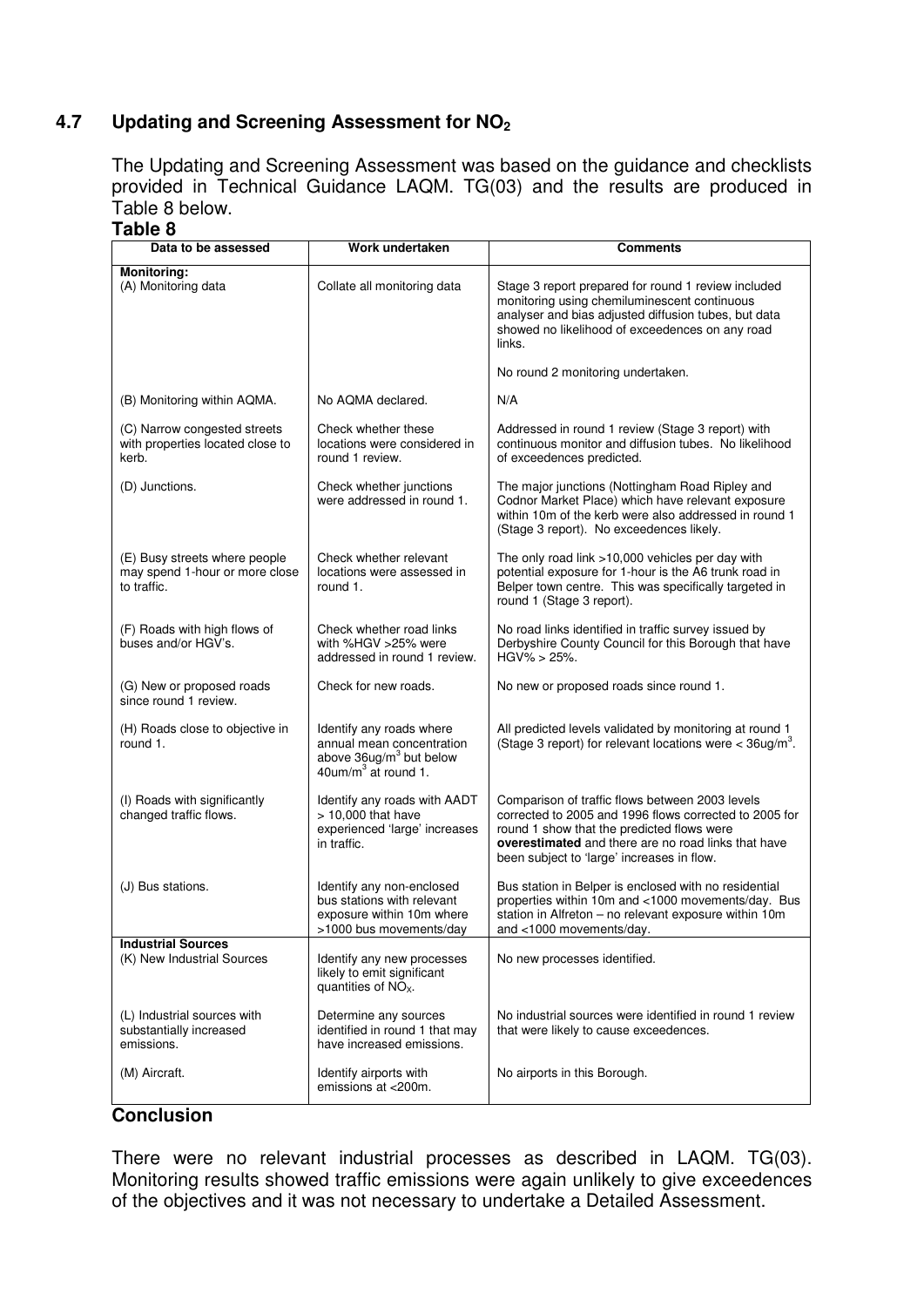## 4.7 Updating and Screening Assessment for $NO_2$

The Updating and Screening Assessment was based on the guidance and checklists provided in Technical Guidance LAQM. TG(03) and the results are produced in Table 8 below.

**Table 8**

| Data to be assessed | Work undertaken | Comments |
|---|---|---|
| **Monitoring:** (A) Monitoring data | Collate all monitoring data | Stage 3 report prepared for round 1 review included monitoring using chemiluminescent continuous analyser and bias adjusted diffusion tubes, but data showed no likelihood of exceedences on any road links. No round 2 monitoring undertaken. |
| (B) Monitoring within AQMA. | No AQMA declared. | N/A |
| (C) Narrow congested streets with properties located close to kerb. | Check whether these locations were considered in round 1 review. | Addressed in round 1 review (Stage 3 report) with continuous monitor and diffusion tubes. No likelihood of exceedences predicted. |
| (D) Junctions. | Check whether junctions were addressed in round 1. | The major junctions (Nottingham Road Ripley and Codnor Market Place) which have relevant exposure within 10m of the kerb were also addressed in round 1 (Stage 3 report). No exceedences likely. |
| (E) Busy streets where people may spend 1-hour or more close to traffic. | Check whether relevant locations were assessed in round 1. | The only road link >10,000 vehicles per day with potential exposure for 1-hour is the A6 trunk road in Belper town centre. This was specifically targeted in round 1 (Stage 3 report). |
| (F) Roads with high flows of buses and/or HGV's. | Check whether road links with %HGV >25% were addressed in round 1 review. | No road links identified in traffic survey issued by Derbyshire County Council for this Borough that have HGV% > 25%. |
| (G) New or proposed roads since round 1 review. | Check for new roads. | No new or proposed roads since round 1. |
| (H) Roads close to objective in round 1. | Identify any roads where annual mean concentration above 36ug/m$^3$ but below 40um/m$^3$ at round 1. | All predicted levels validated by monitoring at round 1 (Stage 3 report) for relevant locations were < 36ug/m$^3$. |
| (I) Roads with significantly changed traffic flows. | Identify any roads with AADT > 10,000 that have experienced 'large' increases in traffic. | Comparison of traffic flows between 2003 levels corrected to 2005 and 1996 flows corrected to 2005 for round 1 show that the predicted flows were **overestimated** and there are no road links that have been subject to 'large' increases in flow. |
| (J) Bus stations. | Identify any non-enclosed bus stations with relevant exposure within 10m where >1000 bus movements/day | Bus station in Belper is enclosed with no residential properties within 10m and <1000 movements/day. Bus station in Alfreton – no relevant exposure within 10m and <1000 movements/day. |
| **Industrial Sources** (K) New Industrial Sources | Identify any new processes likely to emit significant quantities of $NO_X$. | No new processes identified. |
| (L) Industrial sources with substantially increased emissions. | Determine any sources identified in round 1 that may have increased emissions. | No industrial sources were identified in round 1 review that were likely to cause exceedences. |
| (M) Aircraft. | Identify airports with emissions at <200m. | No airports in this Borough. |

## Conclusion

There were no relevant industrial processes as described in LAQM. TG(03). Monitoring results showed traffic emissions were again unlikely to give exceedences of the objectives and it was not necessary to undertake a Detailed Assessment.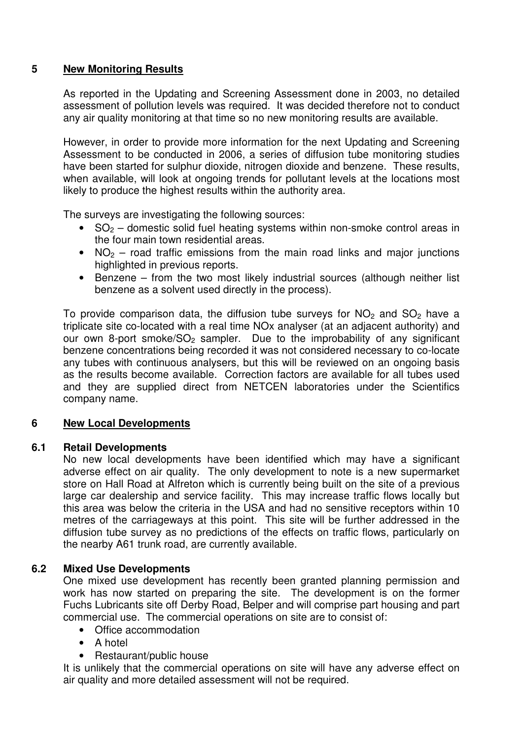## 5 New Monitoring Results

As reported in the Updating and Screening Assessment done in 2003, no detailed assessment of pollution levels was required. It was decided therefore not to conduct any air quality monitoring at that time so no new monitoring results are available.

However, in order to provide more information for the next Updating and Screening Assessment to be conducted in 2006, a series of diffusion tube monitoring studies have been started for sulphur dioxide, nitrogen dioxide and benzene. These results, when available, will look at ongoing trends for pollutant levels at the locations most likely to produce the highest results within the authority area.

The surveys are investigating the following sources:

- $SO_2$ – domestic solid fuel heating systems within non-smoke control areas in the four main town residential areas.
- $NO_2$ – road traffic emissions from the main road links and major junctions highlighted in previous reports.
- Benzene – from the two most likely industrial sources (although neither list benzene as a solvent used directly in the process).

To provide comparison data, the diffusion tube surveys for $NO_2$ and $SO_2$ have a triplicate site co-located with a real time NOx analyser (at an adjacent authority) and our own 8-port smoke/$SO_2$ sampler. Due to the improbability of any significant benzene concentrations being recorded it was not considered necessary to co-locate any tubes with continuous analysers, but this will be reviewed on an ongoing basis as the results become available. Correction factors are available for all tubes used and they are supplied direct from NETCEN laboratories under the Scientifics company name.

## 6 New Local Developments

### 6.1 Retail Developments

No new local developments have been identified which may have a significant adverse effect on air quality. The only development to note is a new supermarket store on Hall Road at Alfreton which is currently being built on the site of a previous large car dealership and service facility. This may increase traffic flows locally but this area was below the criteria in the USA and had no sensitive receptors within 10 metres of the carriageways at this point. This site will be further addressed in the diffusion tube survey as no predictions of the effects on traffic flows, particularly on the nearby A61 trunk road, are currently available.

### 6.2 Mixed Use Developments

One mixed use development has recently been granted planning permission and work has now started on preparing the site. The development is on the former Fuchs Lubricants site off Derby Road, Belper and will comprise part housing and part commercial use. The commercial operations on site are to consist of:

- Office accommodation
- A hotel
- Restaurant/public house

It is unlikely that the commercial operations on site will have any adverse effect on air quality and more detailed assessment will not be required.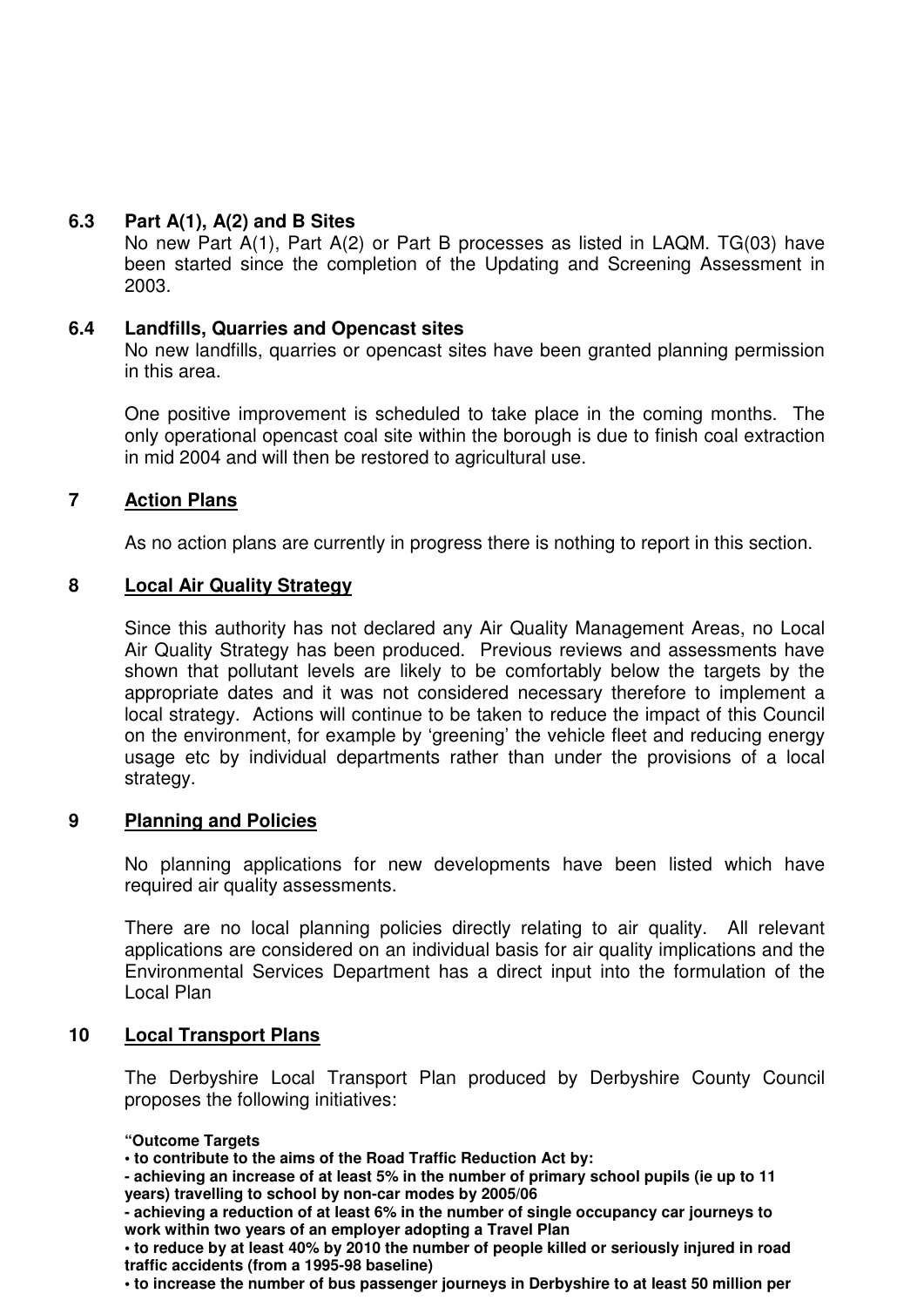### 6.3 Part A(1), A(2) and B Sites

No new Part A(1), Part A(2) or Part B processes as listed in LAQM. TG(03) have been started since the completion of the Updating and Screening Assessment in 2003.

### 6.4 Landfills, Quarries and Opencast sites

No new landfills, quarries or opencast sites have been granted planning permission in this area.

One positive improvement is scheduled to take place in the coming months. The only operational opencast coal site within the borough is due to finish coal extraction in mid 2004 and will then be restored to agricultural use.

## 7 Action Plans

As no action plans are currently in progress there is nothing to report in this section.

## 8 Local Air Quality Strategy

Since this authority has not declared any Air Quality Management Areas, no Local Air Quality Strategy has been produced. Previous reviews and assessments have shown that pollutant levels are likely to be comfortably below the targets by the appropriate dates and it was not considered necessary therefore to implement a local strategy. Actions will continue to be taken to reduce the impact of this Council on the environment, for example by 'greening' the vehicle fleet and reducing energy usage etc by individual departments rather than under the provisions of a local strategy.

## 9 Planning and Policies

No planning applications for new developments have been listed which have required air quality assessments.

There are no local planning policies directly relating to air quality. All relevant applications are considered on an individual basis for air quality implications and the Environmental Services Department has a direct input into the formulation of the Local Plan

## 10 Local Transport Plans

The Derbyshire Local Transport Plan produced by Derbyshire County Council proposes the following initiatives:

**"Outcome Targets**

**• to contribute to the aims of the Road Traffic Reduction Act by:**

**- achieving an increase of at least 5% in the number of primary school pupils (ie up to 11 years) travelling to school by non-car modes by 2005/06**

**- achieving a reduction of at least 6% in the number of single occupancy car journeys to work within two years of an employer adopting a Travel Plan**

**• to reduce by at least 40% by 2010 the number of people killed or seriously injured in road traffic accidents (from a 1995-98 baseline)**

**• to increase the number of bus passenger journeys in Derbyshire to at least 50 million per**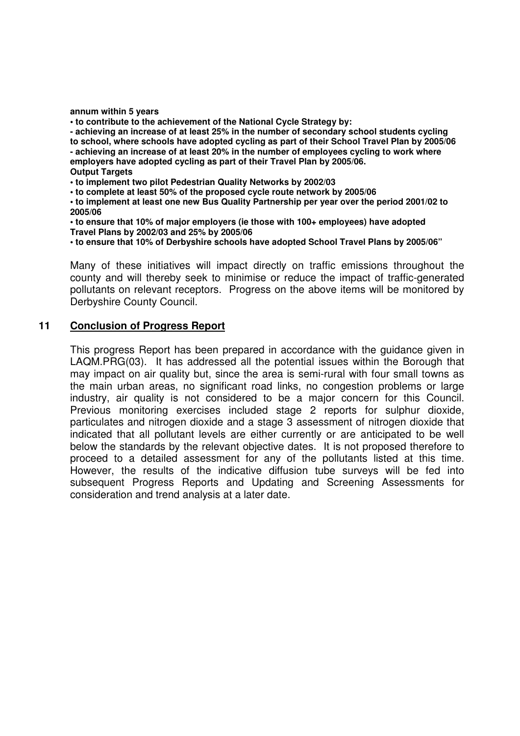**annum within 5 years**

**• to contribute to the achievement of the National Cycle Strategy by:**

**- achieving an increase of at least 25% in the number of secondary school students cycling to school, where schools have adopted cycling as part of their School Travel Plan by 2005/06**

**- achieving an increase of at least 20% in the number of employees cycling to work where employers have adopted cycling as part of their Travel Plan by 2005/06.**

**Output Targets**

**• to implement two pilot Pedestrian Quality Networks by 2002/03**

**• to complete at least 50% of the proposed cycle route network by 2005/06**

**• to implement at least one new Bus Quality Partnership per year over the period 2001/02 to 2005/06**

**• to ensure that 10% of major employers (ie those with 100+ employees) have adopted Travel Plans by 2002/03 and 25% by 2005/06**

**• to ensure that 10% of Derbyshire schools have adopted School Travel Plans by 2005/06"**

Many of these initiatives will impact directly on traffic emissions throughout the county and will thereby seek to minimise or reduce the impact of traffic-generated pollutants on relevant receptors. Progress on the above items will be monitored by Derbyshire County Council.

## 11 Conclusion of Progress Report

This progress Report has been prepared in accordance with the guidance given in LAQM.PRG(03). It has addressed all the potential issues within the Borough that may impact on air quality but, since the area is semi-rural with four small towns as the main urban areas, no significant road links, no congestion problems or large industry, air quality is not considered to be a major concern for this Council. Previous monitoring exercises included stage 2 reports for sulphur dioxide, particulates and nitrogen dioxide and a stage 3 assessment of nitrogen dioxide that indicated that all pollutant levels are either currently or are anticipated to be well below the standards by the relevant objective dates. It is not proposed therefore to proceed to a detailed assessment for any of the pollutants listed at this time. However, the results of the indicative diffusion tube surveys will be fed into subsequent Progress Reports and Updating and Screening Assessments for consideration and trend analysis at a later date.